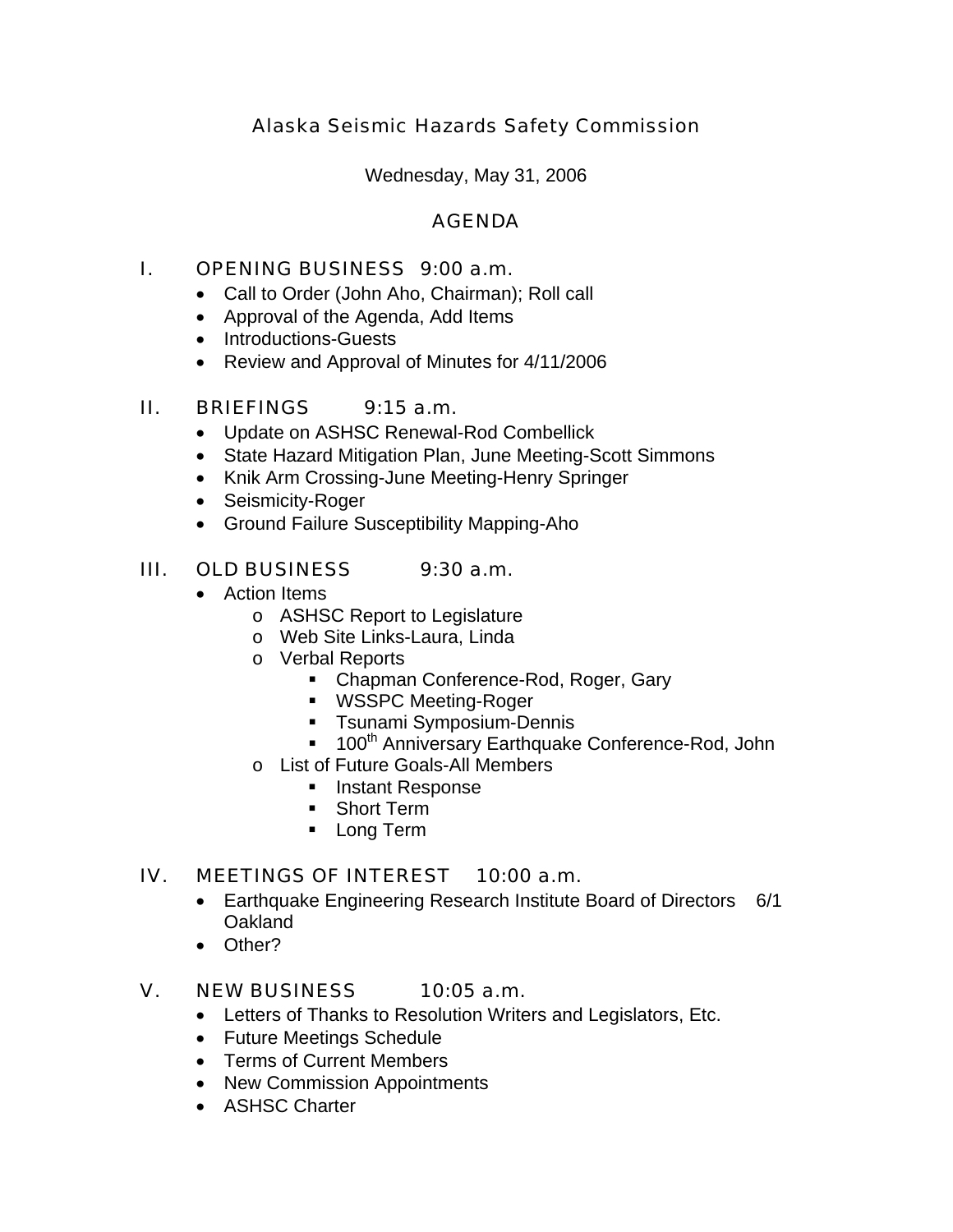# Alaska Seismic Hazards Safety Commission

Wednesday, May 31, 2006

## AGENDA

## I. OPENING BUSINESS 9:00 a.m.

- Call to Order (John Aho, Chairman); Roll call
- Approval of the Agenda, Add Items
- Introductions-Guests
- Review and Approval of Minutes for 4/11/2006

## II. BRIEFINGS 9:15 a.m.

- Update on ASHSC Renewal-Rod Combellick
- State Hazard Mitigation Plan, June Meeting-Scott Simmons
- Knik Arm Crossing-June Meeting-Henry Springer
- Seismicity-Roger
- Ground Failure Susceptibility Mapping-Aho

## III. OLD BUSINESS 9:30 a.m.

- Action Items
  - ASHSC Report to Legislature
  - Web Site Links-Laura, Linda
  - Verbal Reports
    - Chapman Conference-Rod, Roger, Gary
    - WSSPC Meeting-Roger
    - Tsunami Symposium-Dennis
    - $100^{th}$ Anniversary Earthquake Conference-Rod, John
  - List of Future Goals-All Members
    - Instant Response
    - Short Term
    - Long Term

## IV. MEETINGS OF INTEREST 10:00 a.m.

- Earthquake Engineering Research Institute Board of Directors 6/1 Oakland
- Other?

## V. NEW BUSINESS 10:05 a.m.

- Letters of Thanks to Resolution Writers and Legislators, Etc.
- Future Meetings Schedule
- Terms of Current Members
- New Commission Appointments
- ASHSC Charter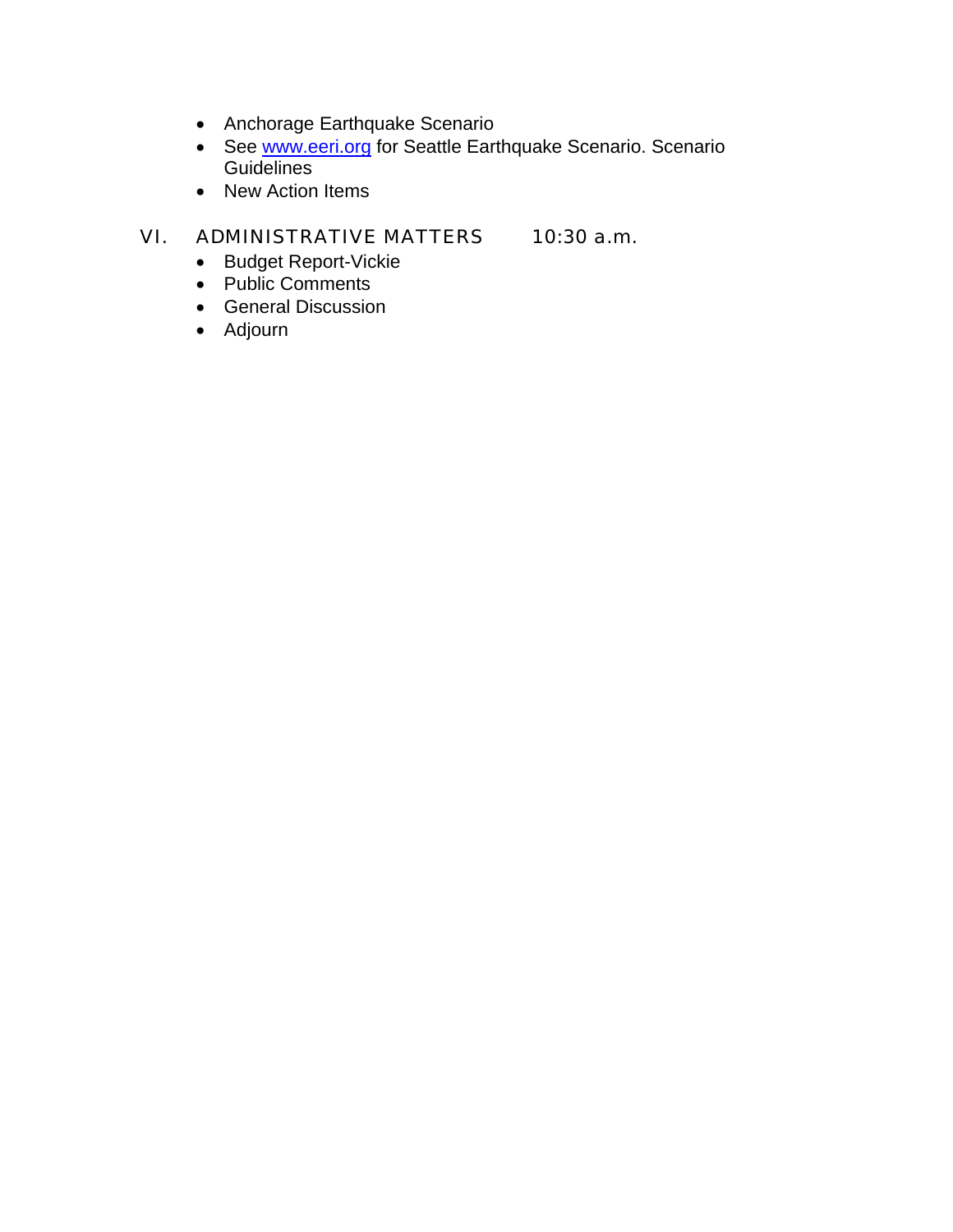- Anchorage Earthquake Scenario
- See [www.eeri.org](http://www.eeri.org) for Seattle Earthquake Scenario. Scenario Guidelines
- New Action Items

## VI. ADMINISTRATIVE MATTERS 10:30 a.m.

- Budget Report-Vickie
- Public Comments
- General Discussion
- Adjourn